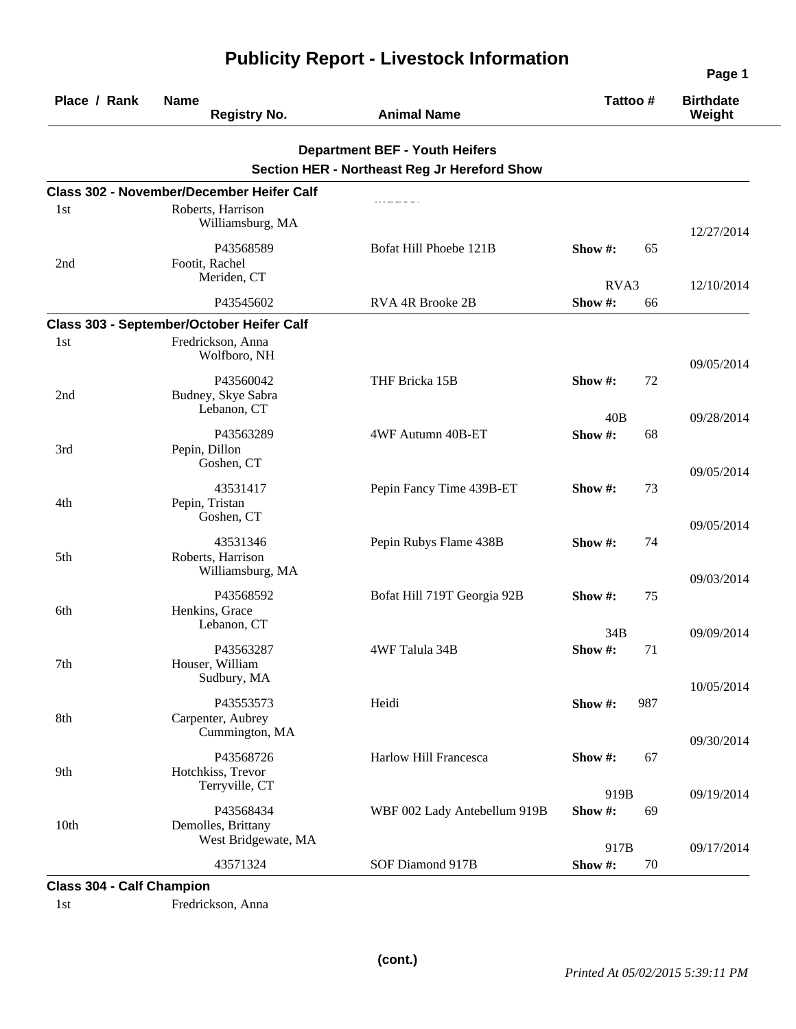# Publicity Report - Livestock Information

| Place / Rank | Name / Registry No. | Animal Name | Tattoo # | Birthdate / Weight |
|---|---|---|---|---|

## Department BEF - Youth Heifers

### Section HER - Northeast Reg Jr Hereford Show

**Class 302 - November/December Heifer Calf**

| Place / Rank | Name / Registry No. | Animal Name | Tattoo # | Birthdate / Weight |
|---|---|---|---|---|
| 1st | Roberts, Harrison<br>Williamsburg, MA<br>P43568589 | Bofat Hill Phoebe 121B | Show #: 65 | 12/27/2014 |
| 2nd | Footit, Rachel<br>Meriden, CT<br>P43545602 | RVA 4R Brooke 2B | RVA3<br>Show #: 66 | 12/10/2014 |

**Class 303 - September/October Heifer Calf**

| Place / Rank | Name / Registry No. | Animal Name | Tattoo # | Birthdate / Weight |
|---|---|---|---|---|
| 1st | Fredrickson, Anna<br>Wolfboro, NH<br>P43560042 | THF Bricka 15B | Show #: 72 | 09/05/2014 |
| 2nd | Budney, Skye Sabra<br>Lebanon, CT<br>P43563289 | 4WF Autumn 40B-ET | 40B<br>Show #: 68 | 09/28/2014 |
| 3rd | Pepin, Dillon<br>Goshen, CT<br>43531417 | Pepin Fancy Time 439B-ET | Show #: 73 | 09/05/2014 |
| 4th | Pepin, Tristan<br>Goshen, CT<br>43531346 | Pepin Rubys Flame 438B | Show #: 74 | 09/05/2014 |
| 5th | Roberts, Harrison<br>Williamsburg, MA<br>P43568592 | Bofat Hill 719T Georgia 92B | Show #: 75 | 09/03/2014 |
| 6th | Henkins, Grace<br>Lebanon, CT<br>P43563287 | 4WF Talula 34B | 34B<br>Show #: 71 | 09/09/2014 |
| 7th | Houser, William<br>Sudbury, MA<br>P43553573 | Heidi | Show #: 987 | 10/05/2014 |
| 8th | Carpenter, Aubrey<br>Cummington, MA<br>P43568726 | Harlow Hill Francesca | Show #: 67 | 09/30/2014 |
| 9th | Hotchkiss, Trevor<br>Terryville, CT<br>P43568434 | WBF 002 Lady Antebellum 919B | 919B<br>Show #: 69 | 09/19/2014 |
| 10th | Demolles, Brittany<br>West Bridgewate, MA<br>43571324 | SOF Diamond 917B | 917B<br>Show #: 70 | 09/17/2014 |

**Class 304 - Calf Champion**

| Place / Rank | Name / Registry No. | Animal Name | Tattoo # | Birthdate / Weight |
|---|---|---|---|---|
| 1st | Fredrickson, Anna | | | |

(cont.)

*Printed At 05/02/2015 5:39:11 PM*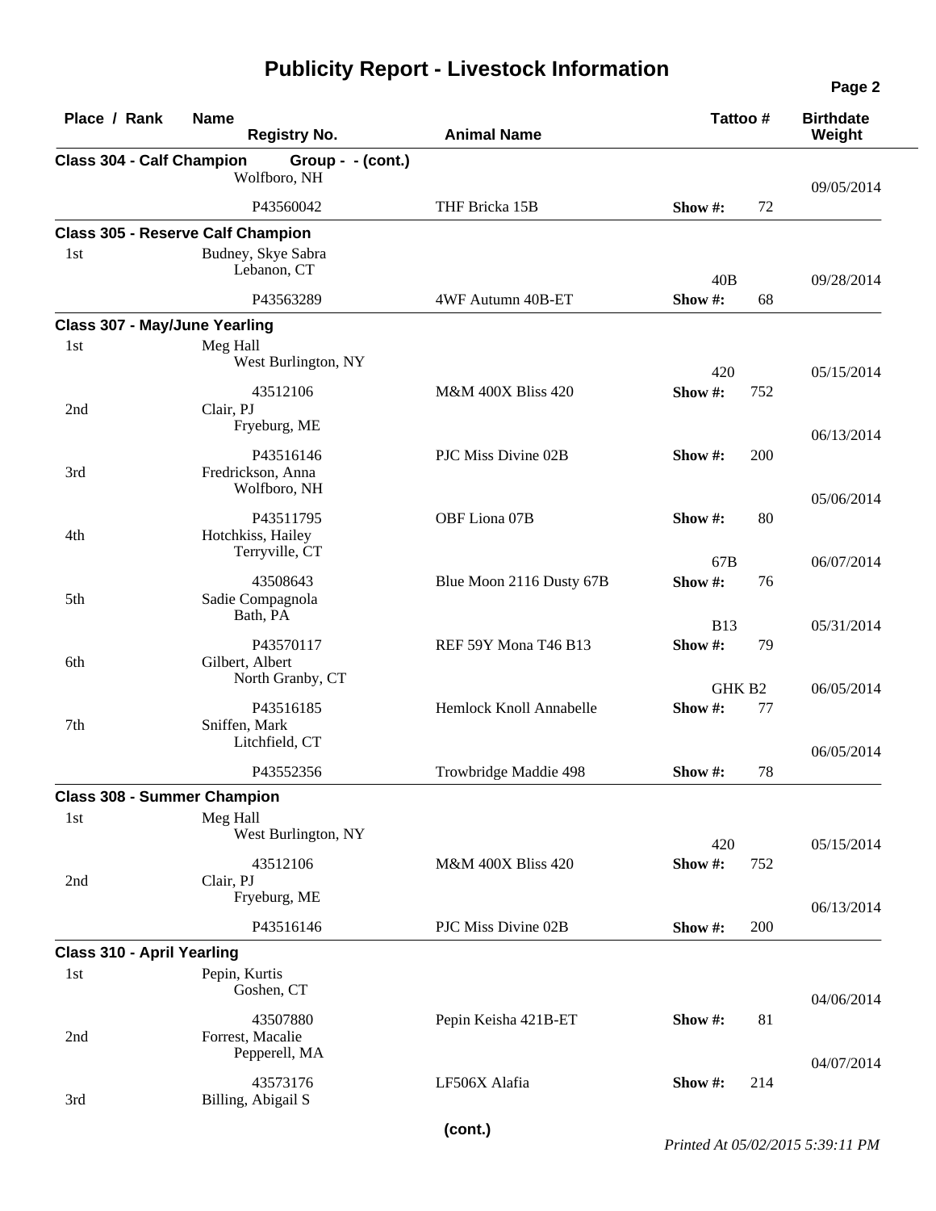# Publicity Report - Livestock Information

| Place / Rank | Name / Registry No. | Animal Name | Tattoo # | Birthdate / Weight |
|---|---|---|---|---|
| **Class 304 - Calf Champion** | **Group - - (cont.)** | | | |
| | Wolfboro, NH | | | 09/05/2014 |
| | P43560042 | THF Bricka 15B | Show #: 72 | |
| **Class 305 - Reserve Calf Champion** | | | | |
| 1st | Budney, Skye Sabra<br>Lebanon, CT | | 40B | 09/28/2014 |
| | P43563289 | 4WF Autumn 40B-ET | Show #: 68 | |
| **Class 307 - May/June Yearling** | | | | |
| 1st | Meg Hall<br>West Burlington, NY | | 420 | 05/15/2014 |
| | 43512106 | M&M 400X Bliss 420 | Show #: 752 | |
| 2nd | Clair, PJ<br>Fryeburg, ME | | | 06/13/2014 |
| | P43516146 | PJC Miss Divine 02B | Show #: 200 | |
| 3rd | Fredrickson, Anna<br>Wolfboro, NH | | | 05/06/2014 |
| | P43511795 | OBF Liona 07B | Show #: 80 | |
| 4th | Hotchkiss, Hailey<br>Terryville, CT | | 67B | 06/07/2014 |
| | 43508643 | Blue Moon 2116 Dusty 67B | Show #: 76 | |
| 5th | Sadie Compagnola<br>Bath, PA | | B13 | 05/31/2014 |
| | P43570117 | REF 59Y Mona T46 B13 | Show #: 79 | |
| 6th | Gilbert, Albert<br>North Granby, CT | | GHK B2 | 06/05/2014 |
| | P43516185 | Hemlock Knoll Annabelle | Show #: 77 | |
| 7th | Sniffen, Mark<br>Litchfield, CT | | | 06/05/2014 |
| | P43552356 | Trowbridge Maddie 498 | Show #: 78 | |
| **Class 308 - Summer Champion** | | | | |
| 1st | Meg Hall<br>West Burlington, NY | | 420 | 05/15/2014 |
| | 43512106 | M&M 400X Bliss 420 | Show #: 752 | |
| 2nd | Clair, PJ<br>Fryeburg, ME | | | 06/13/2014 |
| | P43516146 | PJC Miss Divine 02B | Show #: 200 | |
| **Class 310 - April Yearling** | | | | |
| 1st | Pepin, Kurtis<br>Goshen, CT | | | 04/06/2014 |
| | 43507880 | Pepin Keisha 421B-ET | Show #: 81 | |
| 2nd | Forrest, Macalie<br>Pepperell, MA | | | 04/07/2014 |
| | 43573176 | LF506X Alafia | Show #: 214 | |
| 3rd | Billing, Abigail S | | | |

(cont.)

*Printed At 05/02/2015 5:39:11 PM*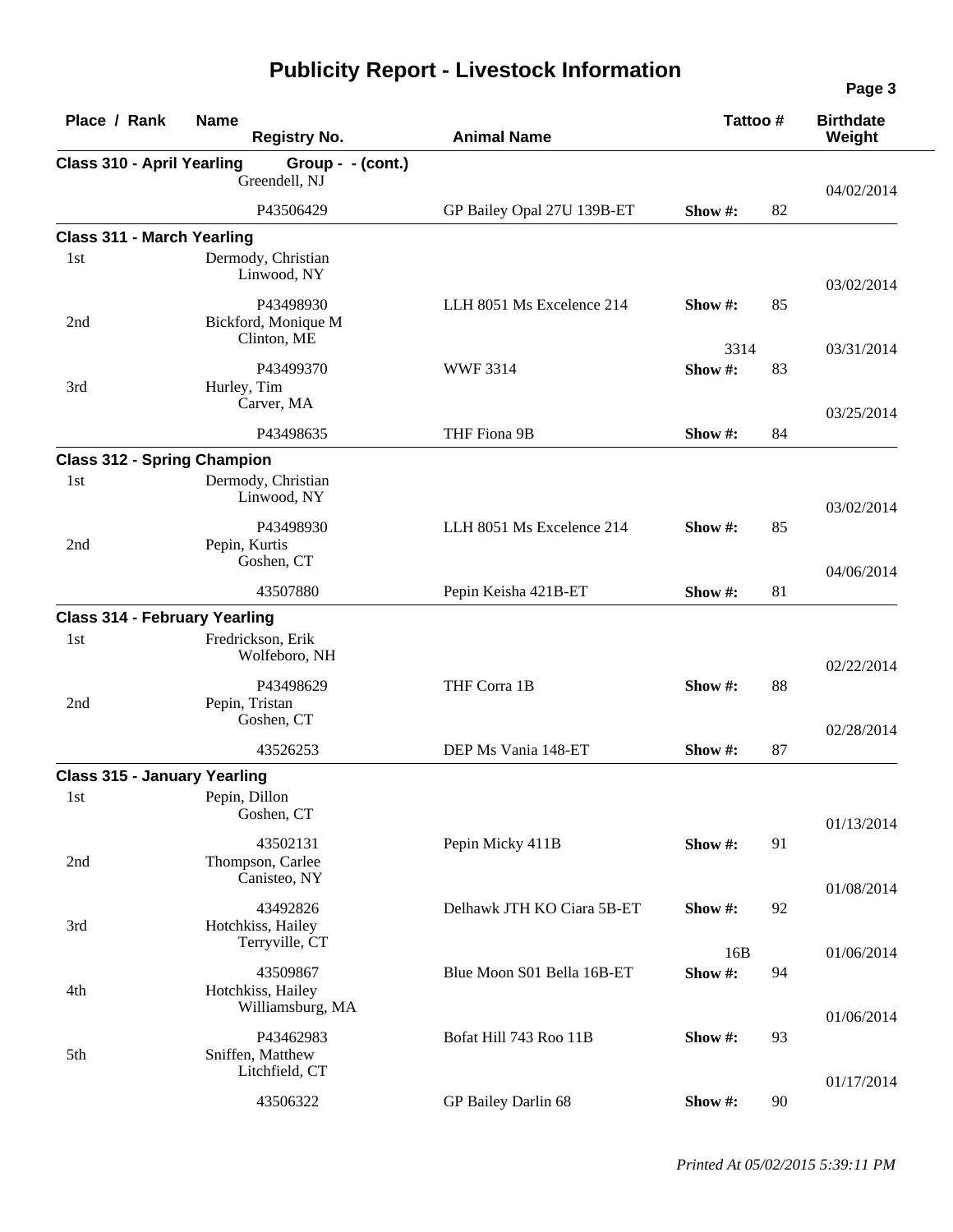# Publicity Report - Livestock Information

| Place / Rank | Name / Registry No. | Animal Name | Tattoo # | Show # | Birthdate / Weight |
|---|---|---|---|---|---|
| **Class 310 - April Yearling** | **Group - - (cont.)** | | | | |
| | Greendell, NJ | | | | 04/02/2014 |
| | P43506429 | GP Bailey Opal 27U 139B-ET | | Show #: 82 | |
| **Class 311 - March Yearling** | | | | | |
| 1st | Dermody, Christian<br>Linwood, NY | | | | 03/02/2014 |
| | P43498930 | LLH 8051 Ms Excelence 214 | | Show #: 85 | |
| 2nd | Bickford, Monique M<br>Clinton, ME | | 3314 | | 03/31/2014 |
| | P43499370 | WWF 3314 | | Show #: 83 | |
| 3rd | Hurley, Tim<br>Carver, MA | | | | 03/25/2014 |
| | P43498635 | THF Fiona 9B | | Show #: 84 | |
| **Class 312 - Spring Champion** | | | | | |
| 1st | Dermody, Christian<br>Linwood, NY | | | | 03/02/2014 |
| | P43498930 | LLH 8051 Ms Excelence 214 | | Show #: 85 | |
| 2nd | Pepin, Kurtis<br>Goshen, CT | | | | 04/06/2014 |
| | 43507880 | Pepin Keisha 421B-ET | | Show #: 81 | |
| **Class 314 - February Yearling** | | | | | |
| 1st | Fredrickson, Erik<br>Wolfeboro, NH | | | | 02/22/2014 |
| | P43498629 | THF Corra 1B | | Show #: 88 | |
| 2nd | Pepin, Tristan<br>Goshen, CT | | | | 02/28/2014 |
| | 43526253 | DEP Ms Vania 148-ET | | Show #: 87 | |
| **Class 315 - January Yearling** | | | | | |
| 1st | Pepin, Dillon<br>Goshen, CT | | | | 01/13/2014 |
| | 43502131 | Pepin Micky 411B | | Show #: 91 | |
| 2nd | Thompson, Carlee<br>Canisteo, NY | | | | 01/08/2014 |
| | 43492826 | Delhawk JTH KO Ciara 5B-ET | | Show #: 92 | |
| 3rd | Hotchkiss, Hailey<br>Terryville, CT | | 16B | | 01/06/2014 |
| | 43509867 | Blue Moon S01 Bella 16B-ET | | Show #: 94 | |
| 4th | Hotchkiss, Hailey<br>Williamsburg, MA | | | | 01/06/2014 |
| | P43462983 | Bofat Hill 743 Roo 11B | | Show #: 93 | |
| 5th | Sniffen, Matthew<br>Litchfield, CT | | | | 01/17/2014 |
| | 43506322 | GP Bailey Darlin 68 | | Show #: 90 | |

*Printed At 05/02/2015 5:39:11 PM*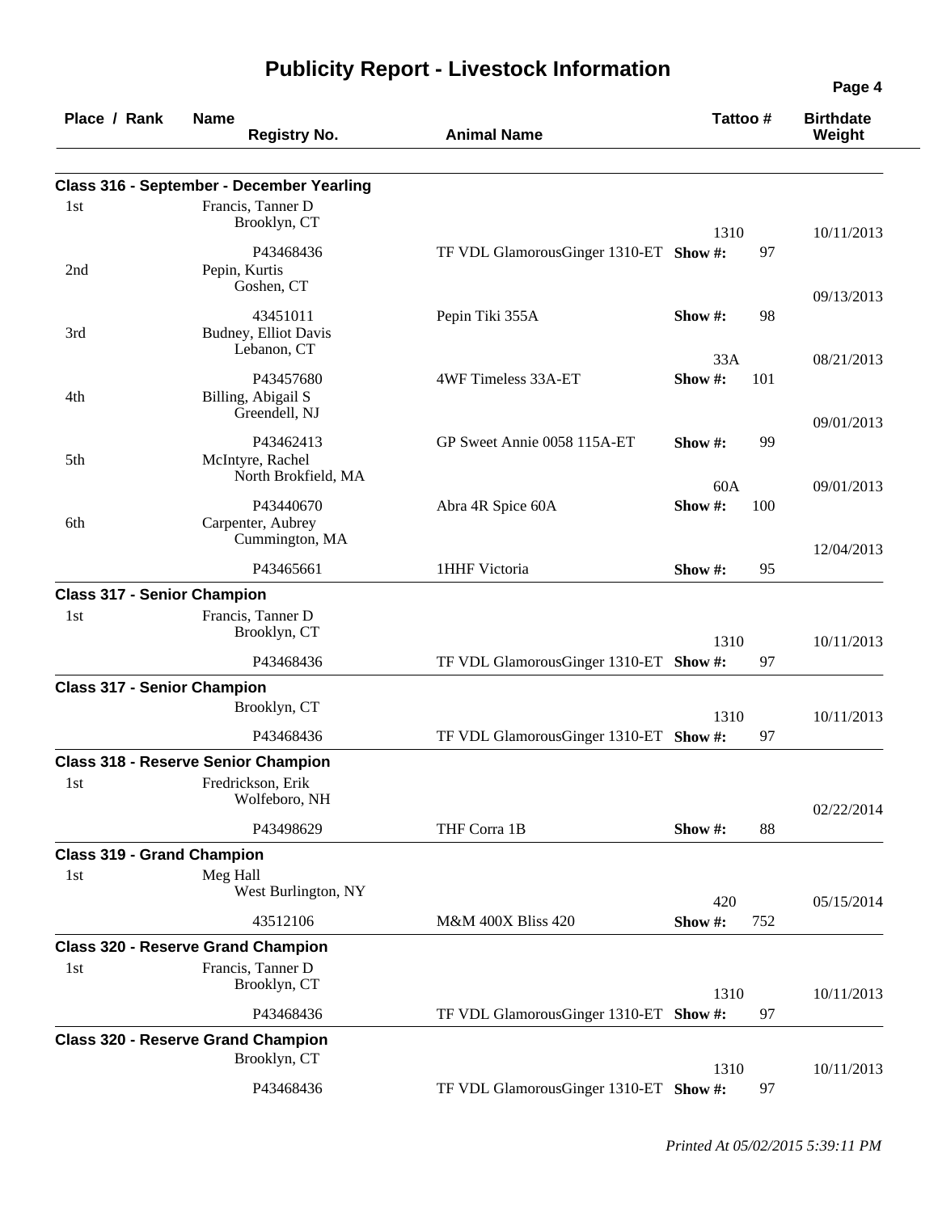# Publicity Report - Livestock Information

| Place / Rank | Name / Registry No. | Animal Name | Tattoo # | Show # | Birthdate / Weight |
|---|---|---|---|---|---|
| **Class 316 - September - December Yearling** | | | | | |
| 1st | Francis, Tanner D<br>Brooklyn, CT<br>P43468436 | TF VDL GlamorousGinger 1310-ET | 1310 | 97 | 10/11/2013 |
| 2nd | Pepin, Kurtis<br>Goshen, CT<br>43451011 | Pepin Tiki 355A | | 98 | 09/13/2013 |
| 3rd | Budney, Elliot Davis<br>Lebanon, CT<br>P43457680 | 4WF Timeless 33A-ET | 33A | 101 | 08/21/2013 |
| 4th | Billing, Abigail S<br>Greendell, NJ<br>P43462413 | GP Sweet Annie 0058 115A-ET | | 99 | 09/01/2013 |
| 5th | McIntyre, Rachel<br>North Brokfield, MA<br>P43440670 | Abra 4R Spice 60A | 60A | 100 | 09/01/2013 |
| 6th | Carpenter, Aubrey<br>Cummington, MA<br>P43465661 | 1HHF Victoria | | 95 | 12/04/2013 |
| **Class 317 - Senior Champion** | | | | | |
| 1st | Francis, Tanner D<br>Brooklyn, CT<br>P43468436 | TF VDL GlamorousGinger 1310-ET | 1310 | 97 | 10/11/2013 |
| **Class 317 - Senior Champion** | | | | | |
| | Brooklyn, CT<br>P43468436 | TF VDL GlamorousGinger 1310-ET | 1310 | 97 | 10/11/2013 |
| **Class 318 - Reserve Senior Champion** | | | | | |
| 1st | Fredrickson, Erik<br>Wolfeboro, NH<br>P43498629 | THF Corra 1B | | 88 | 02/22/2014 |
| **Class 319 - Grand Champion** | | | | | |
| 1st | Meg Hall<br>West Burlington, NY<br>43512106 | M&M 400X Bliss 420 | 420 | 752 | 05/15/2014 |
| **Class 320 - Reserve Grand Champion** | | | | | |
| 1st | Francis, Tanner D<br>Brooklyn, CT<br>P43468436 | TF VDL GlamorousGinger 1310-ET | 1310 | 97 | 10/11/2013 |
| **Class 320 - Reserve Grand Champion** | | | | | |
| | Brooklyn, CT<br>P43468436 | TF VDL GlamorousGinger 1310-ET | 1310 | 97 | 10/11/2013 |

*Printed At 05/02/2015 5:39:11 PM*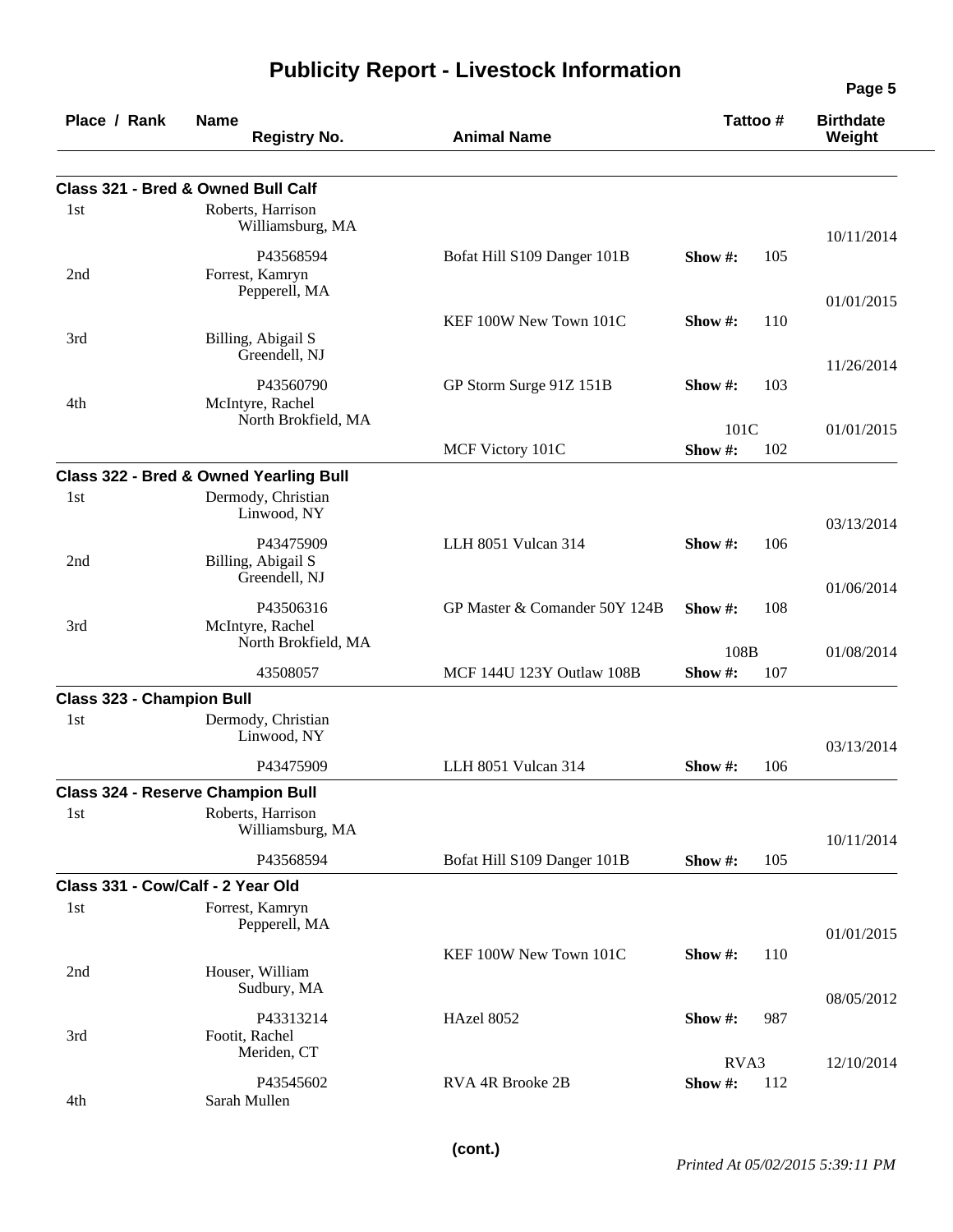# Publicity Report - Livestock Information

| Place / Rank | Name / Registry No. | Animal Name | Tattoo # | Birthdate Weight |
|---|---|---|---|---|
| **Class 321 - Bred & Owned Bull Calf** | | | | |
| 1st | Roberts, Harrison<br>Williamsburg, MA<br>P43568594 | Bofat Hill S109 Danger 101B | Show #: 105 | 10/11/2014 |
| 2nd | Forrest, Kamryn<br>Pepperell, MA | KEF 100W New Town 101C | Show #: 110 | 01/01/2015 |
| 3rd | Billing, Abigail S<br>Greendell, NJ<br>P43560790 | GP Storm Surge 91Z 151B | Show #: 103 | 11/26/2014 |
| 4th | McIntyre, Rachel<br>North Brokfield, MA | MCF Victory 101C | 101C<br>Show #: 102 | 01/01/2015 |
| **Class 322 - Bred & Owned Yearling Bull** | | | | |
| 1st | Dermody, Christian<br>Linwood, NY<br>P43475909 | LLH 8051 Vulcan 314 | Show #: 106 | 03/13/2014 |
| 2nd | Billing, Abigail S<br>Greendell, NJ<br>P43506316 | GP Master & Comander 50Y 124B | Show #: 108 | 01/06/2014 |
| 3rd | McIntyre, Rachel<br>North Brokfield, MA<br>43508057 | MCF 144U 123Y Outlaw 108B | 108B<br>Show #: 107 | 01/08/2014 |
| **Class 323 - Champion Bull** | | | | |
| 1st | Dermody, Christian<br>Linwood, NY<br>P43475909 | LLH 8051 Vulcan 314 | Show #: 106 | 03/13/2014 |
| **Class 324 - Reserve Champion Bull** | | | | |
| 1st | Roberts, Harrison<br>Williamsburg, MA<br>P43568594 | Bofat Hill S109 Danger 101B | Show #: 105 | 10/11/2014 |
| **Class 331 - Cow/Calf - 2 Year Old** | | | | |
| 1st | Forrest, Kamryn<br>Pepperell, MA | KEF 100W New Town 101C | Show #: 110 | 01/01/2015 |
| 2nd | Houser, William<br>Sudbury, MA<br>P43313214 | HAzel 8052 | Show #: 987 | 08/05/2012 |
| 3rd | Footit, Rachel<br>Meriden, CT<br>P43545602 | RVA 4R Brooke 2B | RVA3<br>Show #: 112 | 12/10/2014 |
| 4th | Sarah Mullen | | | |

(cont.)

*Printed At 05/02/2015 5:39:11 PM*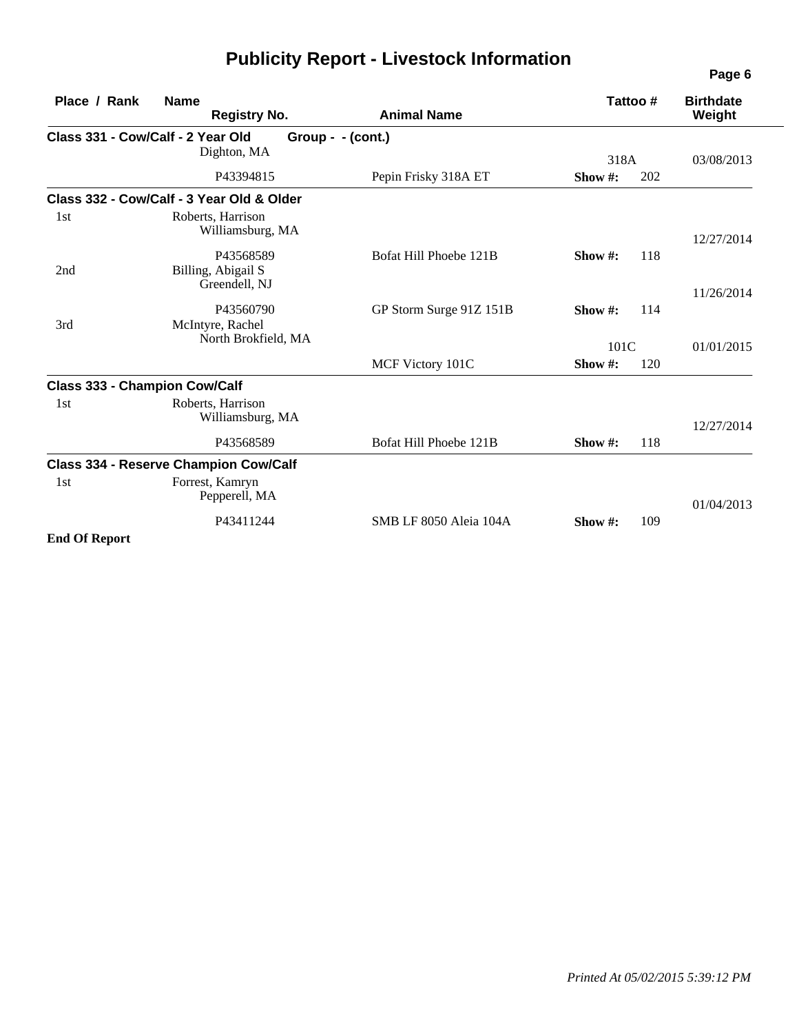# Publicity Report - Livestock Information

| Place / Rank | Name / Registry No. | Animal Name | Tattoo # | Birthdate / Weight |
|---|---|---|---|---|
| **Class 331 - Cow/Calf - 2 Year Old** | **Group - - (cont.)** | | | |
| | Dighton, MA | | 318A | 03/08/2013 |
| | P43394815 | Pepin Frisky 318A ET | **Show #:** 202 | |
| **Class 332 - Cow/Calf - 3 Year Old & Older** | | | | |
| 1st | Roberts, Harrison<br>Williamsburg, MA | | | 12/27/2014 |
| | P43568589 | Bofat Hill Phoebe 121B | **Show #:** 118 | |
| 2nd | Billing, Abigail S<br>Greendell, NJ | | | 11/26/2014 |
| | P43560790 | GP Storm Surge 91Z 151B | **Show #:** 114 | |
| 3rd | McIntyre, Rachel<br>North Brokfield, MA | | 101C | 01/01/2015 |
| | | MCF Victory 101C | **Show #:** 120 | |
| **Class 333 - Champion Cow/Calf** | | | | |
| 1st | Roberts, Harrison<br>Williamsburg, MA | | | 12/27/2014 |
| | P43568589 | Bofat Hill Phoebe 121B | **Show #:** 118 | |
| **Class 334 - Reserve Champion Cow/Calf** | | | | |
| 1st | Forrest, Kamryn<br>Pepperell, MA | | | 01/04/2013 |
| | P43411244 | SMB LF 8050 Aleia 104A | **Show #:** 109 | |

**End Of Report**

*Printed At 05/02/2015 5:39:12 PM*